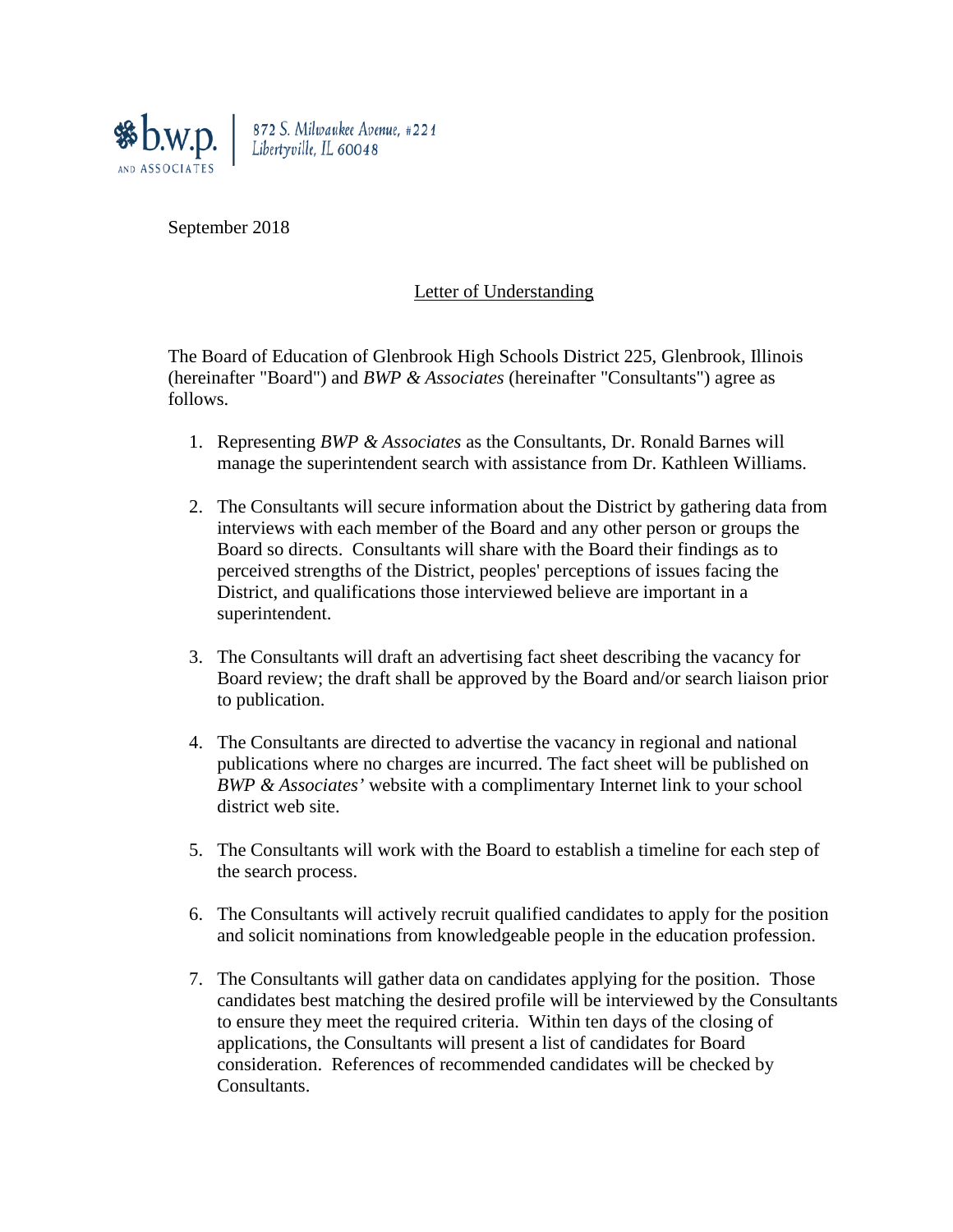b.w.p. AND ASSOCIATES

872 S. Milwaukee Avenue, #221
Libertyville, IL 60048

September 2018

Letter of Understanding

The Board of Education of Glenbrook High Schools District 225, Glenbrook, Illinois (hereinafter "Board") and *BWP & Associates* (hereinafter "Consultants") agree as follows.

1. Representing *BWP & Associates* as the Consultants, Dr. Ronald Barnes will manage the superintendent search with assistance from Dr. Kathleen Williams.

2. The Consultants will secure information about the District by gathering data from interviews with each member of the Board and any other person or groups the Board so directs. Consultants will share with the Board their findings as to perceived strengths of the District, peoples' perceptions of issues facing the District, and qualifications those interviewed believe are important in a superintendent.

3. The Consultants will draft an advertising fact sheet describing the vacancy for Board review; the draft shall be approved by the Board and/or search liaison prior to publication.

4. The Consultants are directed to advertise the vacancy in regional and national publications where no charges are incurred. The fact sheet will be published on *BWP & Associates'* website with a complimentary Internet link to your school district web site.

5. The Consultants will work with the Board to establish a timeline for each step of the search process.

6. The Consultants will actively recruit qualified candidates to apply for the position and solicit nominations from knowledgeable people in the education profession.

7. The Consultants will gather data on candidates applying for the position. Those candidates best matching the desired profile will be interviewed by the Consultants to ensure they meet the required criteria. Within ten days of the closing of applications, the Consultants will present a list of candidates for Board consideration. References of recommended candidates will be checked by Consultants.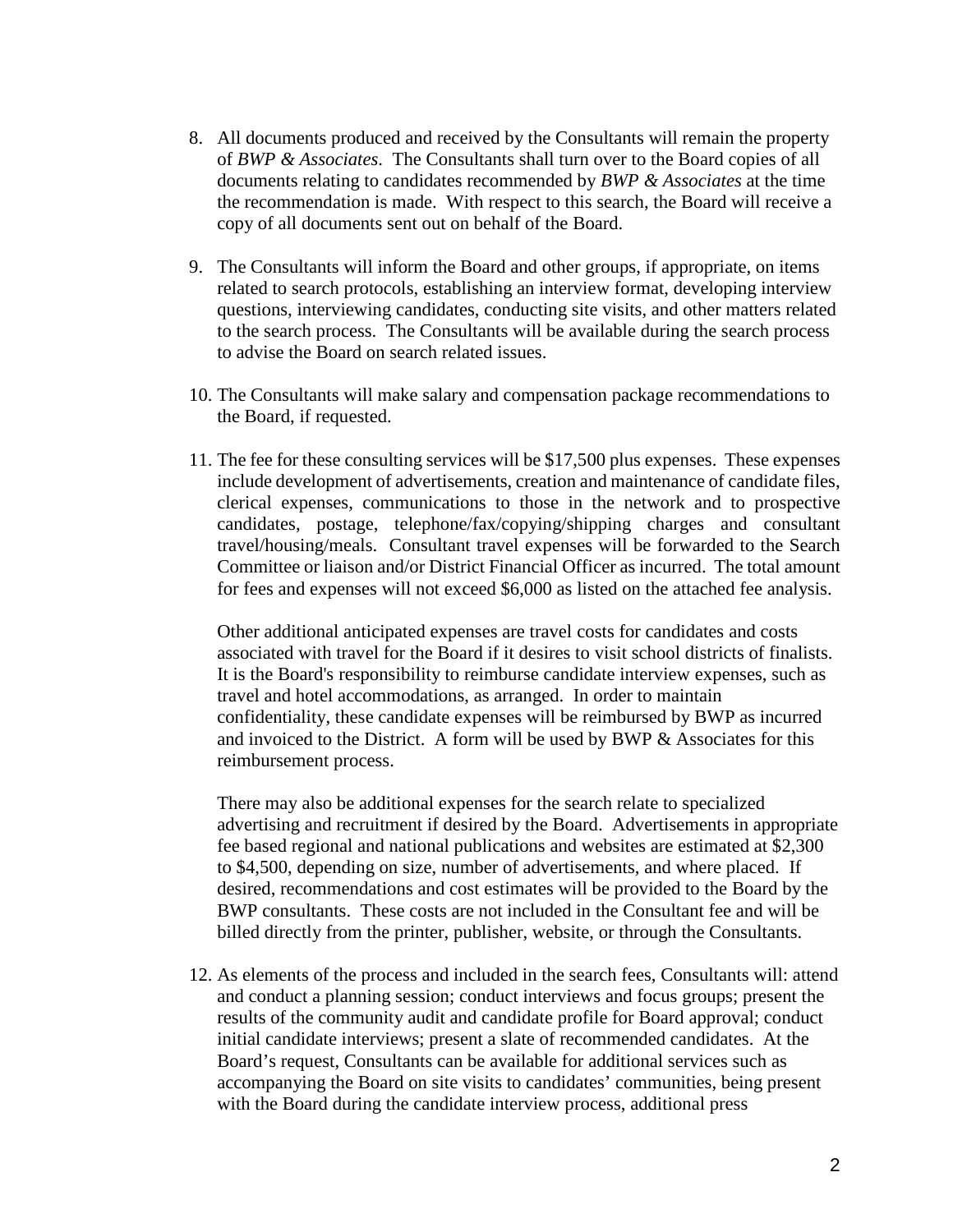8. All documents produced and received by the Consultants will remain the property of *BWP & Associates*. The Consultants shall turn over to the Board copies of all documents relating to candidates recommended by *BWP & Associates* at the time the recommendation is made. With respect to this search, the Board will receive a copy of all documents sent out on behalf of the Board.

9. The Consultants will inform the Board and other groups, if appropriate, on items related to search protocols, establishing an interview format, developing interview questions, interviewing candidates, conducting site visits, and other matters related to the search process. The Consultants will be available during the search process to advise the Board on search related issues.

10. The Consultants will make salary and compensation package recommendations to the Board, if requested.

11. The fee for these consulting services will be $17,500 plus expenses. These expenses include development of advertisements, creation and maintenance of candidate files, clerical expenses, communications to those in the network and to prospective candidates, postage, telephone/fax/copying/shipping charges and consultant travel/housing/meals. Consultant travel expenses will be forwarded to the Search Committee or liaison and/or District Financial Officer as incurred. The total amount for fees and expenses will not exceed $6,000 as listed on the attached fee analysis.

    Other additional anticipated expenses are travel costs for candidates and costs associated with travel for the Board if it desires to visit school districts of finalists. It is the Board's responsibility to reimburse candidate interview expenses, such as travel and hotel accommodations, as arranged. In order to maintain confidentiality, these candidate expenses will be reimbursed by BWP as incurred and invoiced to the District. A form will be used by BWP & Associates for this reimbursement process.

    There may also be additional expenses for the search relate to specialized advertising and recruitment if desired by the Board. Advertisements in appropriate fee based regional and national publications and websites are estimated at $2,300 to $4,500, depending on size, number of advertisements, and where placed. If desired, recommendations and cost estimates will be provided to the Board by the BWP consultants. These costs are not included in the Consultant fee and will be billed directly from the printer, publisher, website, or through the Consultants.

12. As elements of the process and included in the search fees, Consultants will: attend and conduct a planning session; conduct interviews and focus groups; present the results of the community audit and candidate profile for Board approval; conduct initial candidate interviews; present a slate of recommended candidates. At the Board's request, Consultants can be available for additional services such as accompanying the Board on site visits to candidates' communities, being present with the Board during the candidate interview process, additional press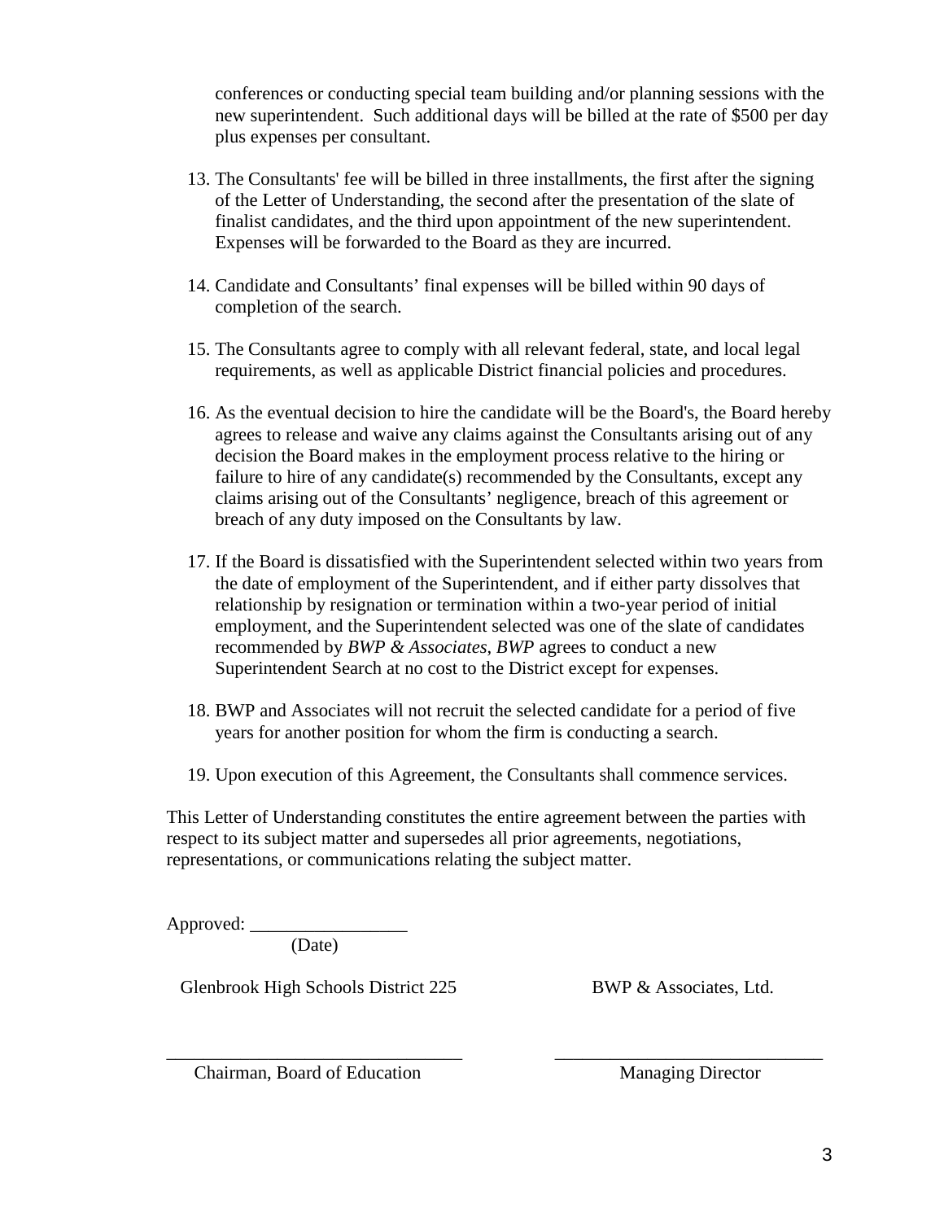conferences or conducting special team building and/or planning sessions with the new superintendent. Such additional days will be billed at the rate of $500 per day plus expenses per consultant.

13. The Consultants' fee will be billed in three installments, the first after the signing of the Letter of Understanding, the second after the presentation of the slate of finalist candidates, and the third upon appointment of the new superintendent. Expenses will be forwarded to the Board as they are incurred.

14. Candidate and Consultants' final expenses will be billed within 90 days of completion of the search.

15. The Consultants agree to comply with all relevant federal, state, and local legal requirements, as well as applicable District financial policies and procedures.

16. As the eventual decision to hire the candidate will be the Board's, the Board hereby agrees to release and waive any claims against the Consultants arising out of any decision the Board makes in the employment process relative to the hiring or failure to hire of any candidate(s) recommended by the Consultants, except any claims arising out of the Consultants' negligence, breach of this agreement or breach of any duty imposed on the Consultants by law.

17. If the Board is dissatisfied with the Superintendent selected within two years from the date of employment of the Superintendent, and if either party dissolves that relationship by resignation or termination within a two-year period of initial employment, and the Superintendent selected was one of the slate of candidates recommended by *BWP & Associates*, *BWP* agrees to conduct a new Superintendent Search at no cost to the District except for expenses.

18. BWP and Associates will not recruit the selected candidate for a period of five years for another position for whom the firm is conducting a search.

19. Upon execution of this Agreement, the Consultants shall commence services.

This Letter of Understanding constitutes the entire agreement between the parties with respect to its subject matter and supersedes all prior agreements, negotiations, representations, or communications relating the subject matter.

Approved: _________________
(Date)

Glenbrook High Schools District 225

_______________________________
Chairman, Board of Education

BWP & Associates, Ltd.

_______________________________
Managing Director